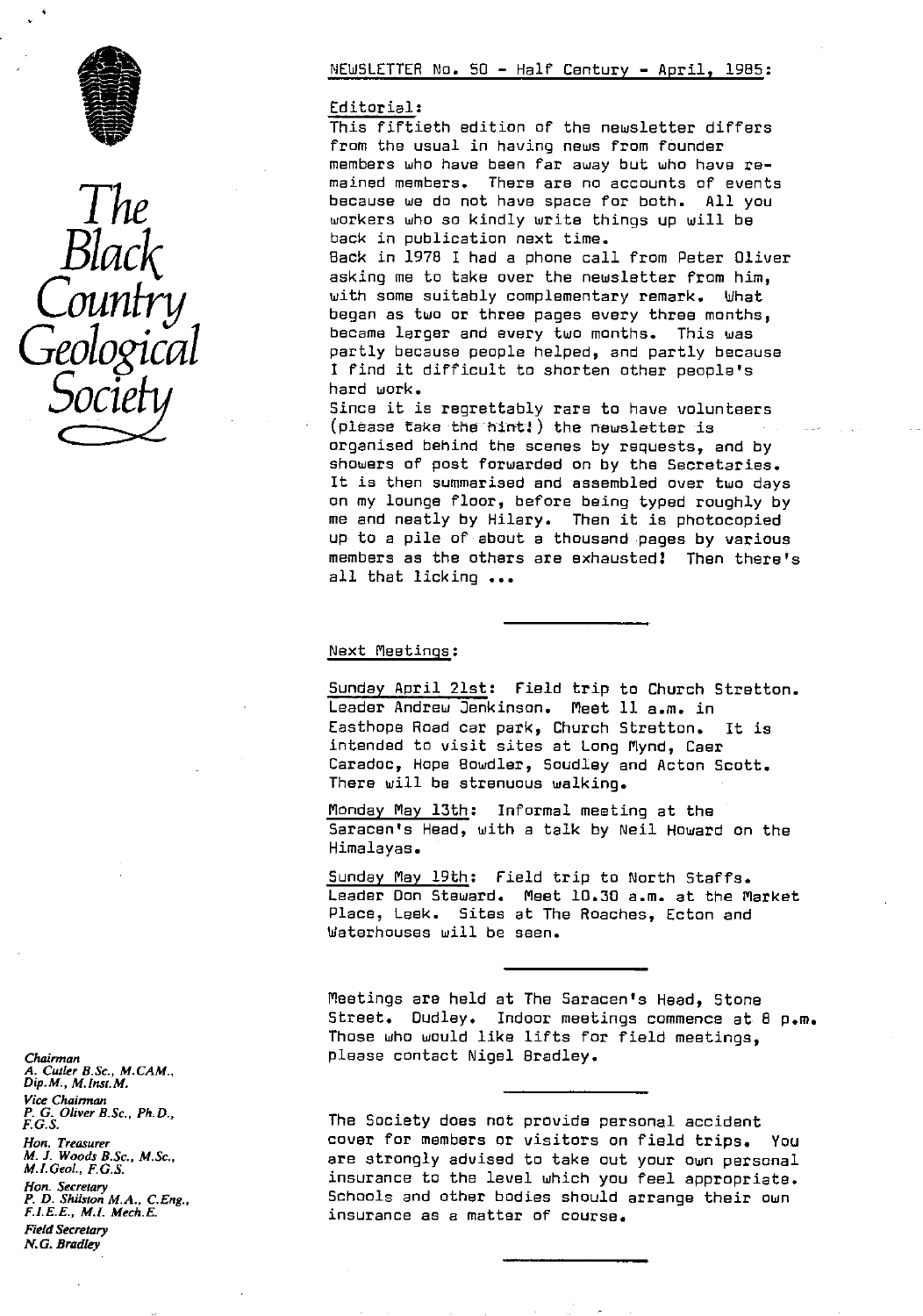# The Black Country Geological Society

## NEWSLETTER No. 50 - Half Century - April, 1985:

### Editorial:

This fiftieth edition of the newsletter differs from the usual in having news from founder members who have been far away but who have remained members. There are no accounts of events because we do not have space for both. All you workers who so kindly write things up will be back in publication next time.

Back in 1978 I had a phone call from Peter Oliver asking me to take over the newsletter from him, with some suitably complementary remark. What began as two or three pages every three months, became larger and every two months. This was partly because people helped, and partly because I find it difficult to shorten other people's hard work.

Since it is regrettably rare to have volunteers (please take the hint!) the newsletter is organised behind the scenes by requests, and by showers of post forwarded on by the Secretaries. It is then summarised and assembled over two days on my lounge floor, before being typed roughly by me and neatly by Hilary. Then it is photocopied up to a pile of about a thousand pages by various members as the others are exhausted! Then there's all that licking ...

---

### Next Meetings:

Sunday April 21st: Field trip to Church Stretton. Leader Andrew Jenkinson. Meet 11 a.m. in Easthope Road car park, Church Stretton. It is intended to visit sites at Long Mynd, Caer Caradoc, Hope Bowdler, Soudley and Acton Scott. There will be strenuous walking.

Monday May 13th: Informal meeting at the Saracen's Head, with a talk by Neil Howard on the Himalayas.

Sunday May 19th: Field trip to North Staffs. Leader Don Steward. Meet 10.30 a.m. at the Market Place, Leek. Sites at The Roaches, Ecton and Waterhouses will be seen.

---

Meetings are held at The Saracen's Head, Stone Street. Dudley. Indoor meetings commence at 8 p.m. Those who would like lifts for field meetings, please contact Nigel Bradley.

---

The Society does not provide personal accident cover for members or visitors on field trips. You are strongly advised to take out your own personal insurance to the level which you feel appropriate. Schools and other bodies should arrange their own insurance as a matter of course.

---

*Chairman*
A. Cutler B.Sc., M.CAM., Dip.M., M.Inst.M.

*Vice Chairman*
P. G. Oliver B.Sc., Ph.D., F.G.S.

*Hon. Treasurer*
M. J. Woods B.Sc., M.Sc., M.I.Geol., F.G.S.

*Hon. Secretary*
P. D. Shilston M.A., C.Eng., F.I.E.E., M.I. Mech.E.

*Field Secretary*
N.G. Bradley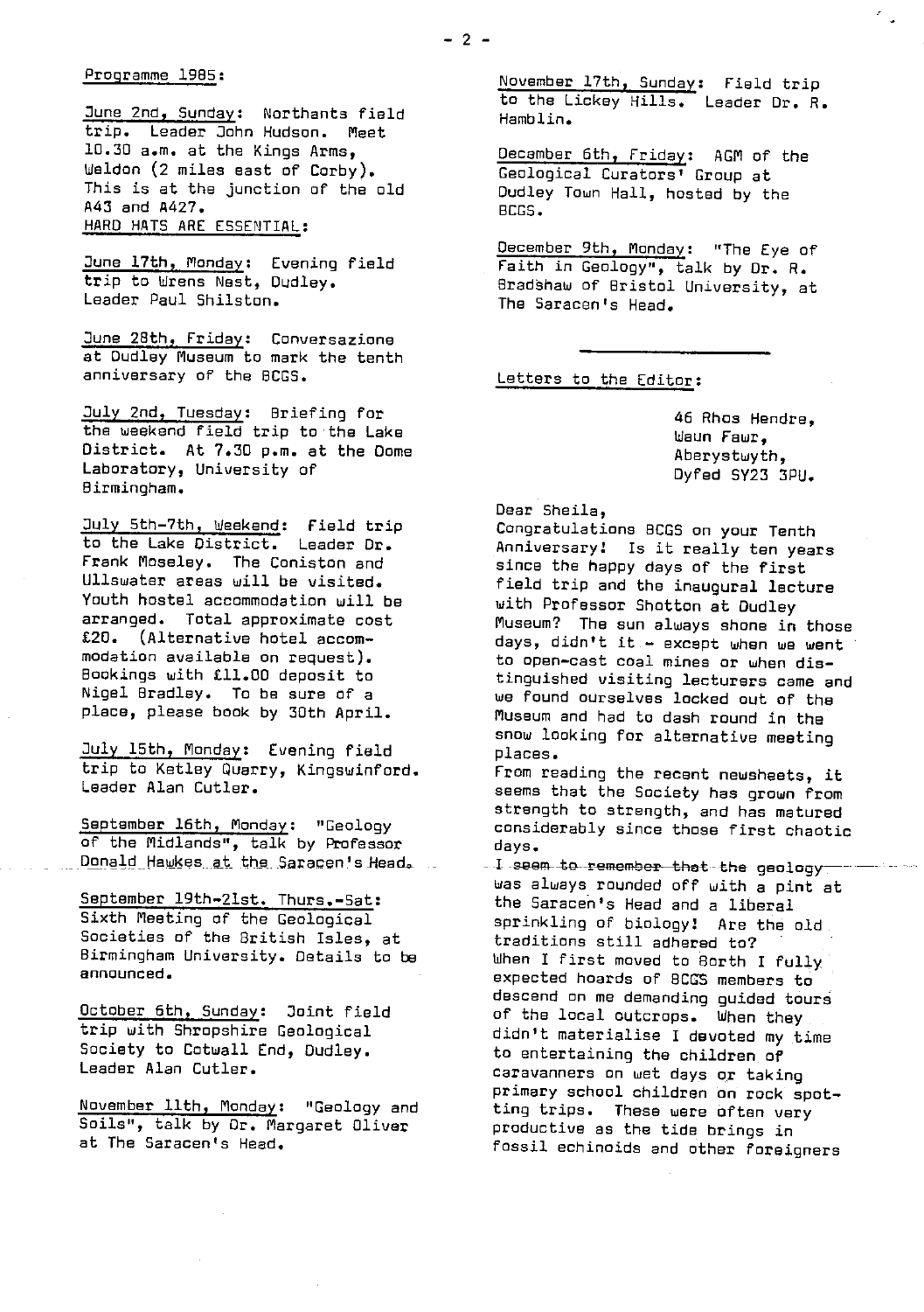Programme 1985:

June 2nd, Sunday: Northants field trip. Leader John Hudson. Meet 10.30 a.m. at the Kings Arms, Weldon (2 miles east of Corby). This is at the junction of the old A43 and A427. HARD HATS ARE ESSENTIAL:

June 17th, Monday: Evening field trip to Wrens Nest, Dudley. Leader Paul Shilston.

June 28th, Friday: Conversazione at Dudley Museum to mark the tenth anniversary of the BCGS.

July 2nd, Tuesday: Briefing for the weekend field trip to the Lake District. At 7.30 p.m. at the Dome Laboratory, University of Birmingham.

July 5th-7th, Weekend: Field trip to the Lake District. Leader Dr. Frank Moseley. The Coniston and Ullswater areas will be visited. Youth hostel accommodation will be arranged. Total approximate cost £20. (Alternative hotel accommodation available on request). Bookings with £11.00 deposit to Nigel Bradley. To be sure of a place, please book by 30th April.

July 15th, Monday: Evening field trip to Ketley Quarry, Kingswinford. Leader Alan Cutler.

September 16th, Monday: "Geology of the Midlands", talk by Professor Donald Hawkes at the Saracen's Head.

September 19th-21st. Thurs.-Sat: Sixth Meeting of the Geological Societies of the British Isles, at Birmingham University. Details to be announced.

October 6th, Sunday: Joint field trip with Shropshire Geological Society to Cotwall End, Dudley. Leader Alan Cutler.

November 11th, Monday: "Geology and Soils", talk by Dr. Margaret Oliver at The Saracen's Head.

November 17th, Sunday: Field trip to the Lickey Hills. Leader Dr. R. Hamblin.

December 6th, Friday: AGM of the Geological Curators' Group at Dudley Town Hall, hosted by the BCGS.

December 9th, Monday: "The Eye of Faith in Geology", talk by Dr. R. Bradshaw of Bristol University, at The Saracen's Head.

---

Letters to the Editor:

46 Rhos Hendre,
Waun Fawr,
Aberystwyth,
Dyfed SY23 3PU.

Dear Sheila,

Congratulations BCGS on your Tenth Anniversary! Is it really ten years since the happy days of the first field trip and the inaugural lecture with Professor Shotton at Dudley Museum? The sun always shone in those days, didn't it - except when we went to open-cast coal mines or when distinguished visiting lecturers came and we found ourselves locked out of the Museum and had to dash round in the snow looking for alternative meeting places.

From reading the recent newsheets, it seems that the Society has grown from strength to strength, and has matured considerably since those first chaotic days.

I seem to remember that the geology was always rounded off with a pint at the Saracen's Head and a liberal sprinkling of biology! Are the old traditions still adhered to?

When I first moved to Borth I fully expected hoards of BCGS members to descend on me demanding guided tours of the local outcrops. When they didn't materialise I devoted my time to entertaining the children of caravanners on wet days or taking primary school children on rock spotting trips. These were often very productive as the tide brings in fossil echinoids and other foreigners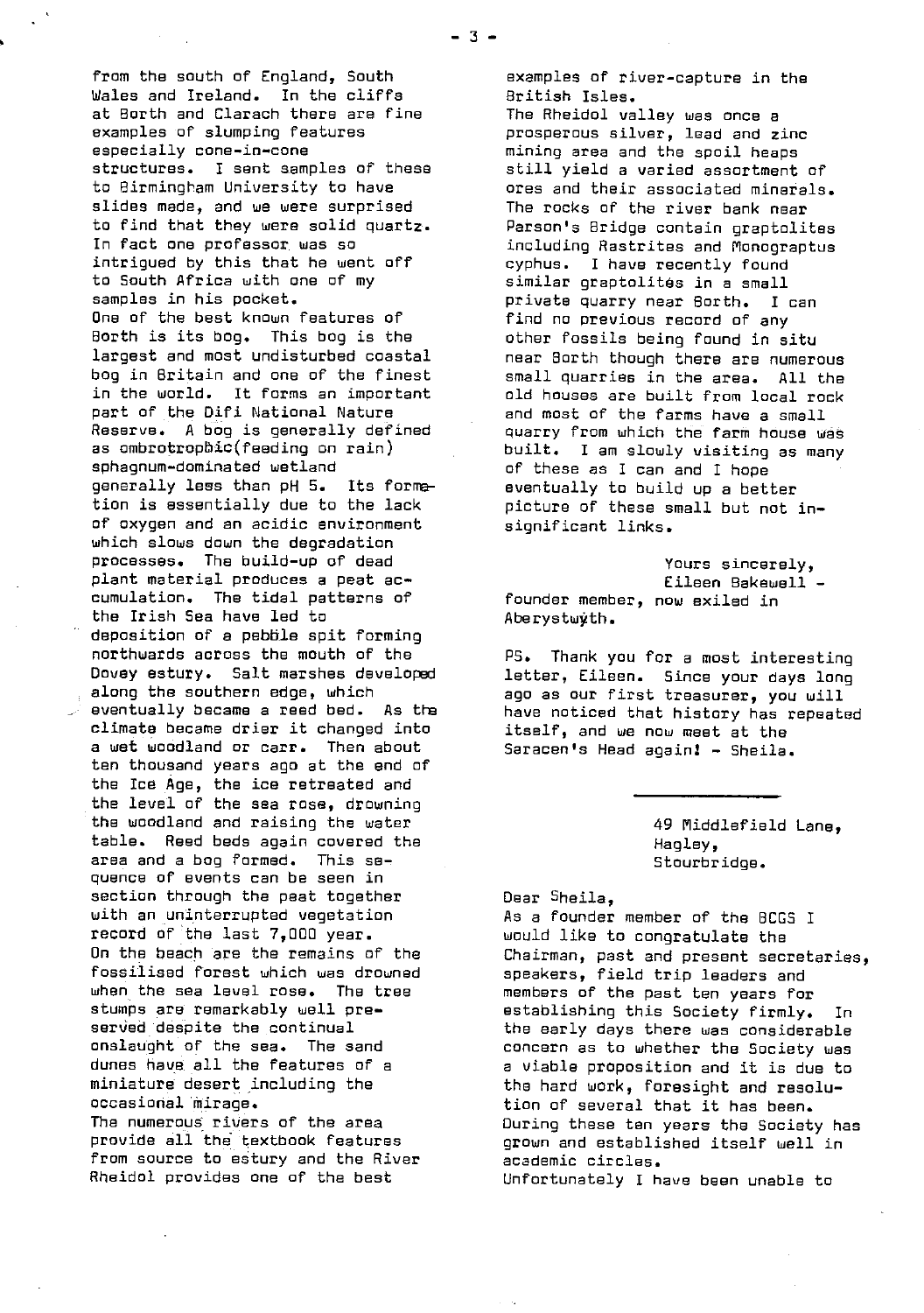from the south of England, South Wales and Ireland. In the cliffs at Borth and Clarach there are fine examples of slumping features especially cone-in-cone structures. I sent samples of these to Birmingham University to have slides made, and we were surprised to find that they were solid quartz. In fact one professor was so intrigued by this that he went off to South Africa with one of my samples in his pocket.

One of the best known features of Borth is its bog. This bog is the largest and most undisturbed coastal bog in Britain and one of the finest in the world. It forms an important part of the Difi National Nature Reserve. A bog is generally defined as ombrotrophic(feeding on rain) sphagnum-dominated wetland generally less than pH 5. Its formation is essentially due to the lack of oxygen and an acidic environment which slows down the degradation processes. The build-up of dead plant material produces a peat accumulation. The tidal patterns of the Irish Sea have led to deposition of a pebble spit forming northwards across the mouth of the Dovey estury. Salt marshes developed along the southern edge, which eventually became a reed bed. As the climate became drier it changed into a wet woodland or carr. Then about ten thousand years ago at the end of the Ice Age, the ice retreated and the level of the sea rose, drowning the woodland and raising the water table. Reed beds again covered the area and a bog formed. This sequence of events can be seen in section through the peat together with an uninterrupted vegetation record of the last 7,000 year.

On the beach are the remains of the fossilised forest which was drowned when the sea level rose. The tree stumps are remarkably well preserved despite the continual onslaught of the sea. The sand dunes have all the features of a miniature desert including the occasional mirage.

The numerous rivers of the area provide all the textbook features from source to estury and the River Rheidol provides one of the best examples of river-capture in the British Isles.

The Rheidol valley was once a prosperous silver, lead and zinc mining area and the spoil heaps still yield a varied assortment of ores and their associated minerals. The rocks of the river bank near Parson's Bridge contain graptolites including Rastrites and Monograptus cyphus. I have recently found similar graptolites in a small private quarry near Borth. I can find no previous record of any other fossils being found in situ near Borth though there are numerous small quarries in the area. All the old houses are built from local rock and most of the farms have a small quarry from which the farm house was built. I am slowly visiting as many of these as I can and I hope eventually to build up a better picture of these small but not insignificant links.

Yours sincerely,
Eileen Bakewell - founder member, now exiled in Aberystwyth.

PS. Thank you for a most interesting letter, Eileen. Since your days long ago as our first treasurer, you will have noticed that history has repeated itself, and we now meet at the Saracen's Head again! - Sheila.

---

49 Middlefield Lane,
Hagley,
Stourbridge.

Dear Sheila,

As a founder member of the BCGS I would like to congratulate the Chairman, past and present secretaries, speakers, field trip leaders and members of the past ten years for establishing this Society firmly. In the early days there was considerable concern as to whether the Society was a viable proposition and it is due to the hard work, foresight and resolution of several that it has been. During these ten years the Society has grown and established itself well in academic circles.

Unfortunately I have been unable to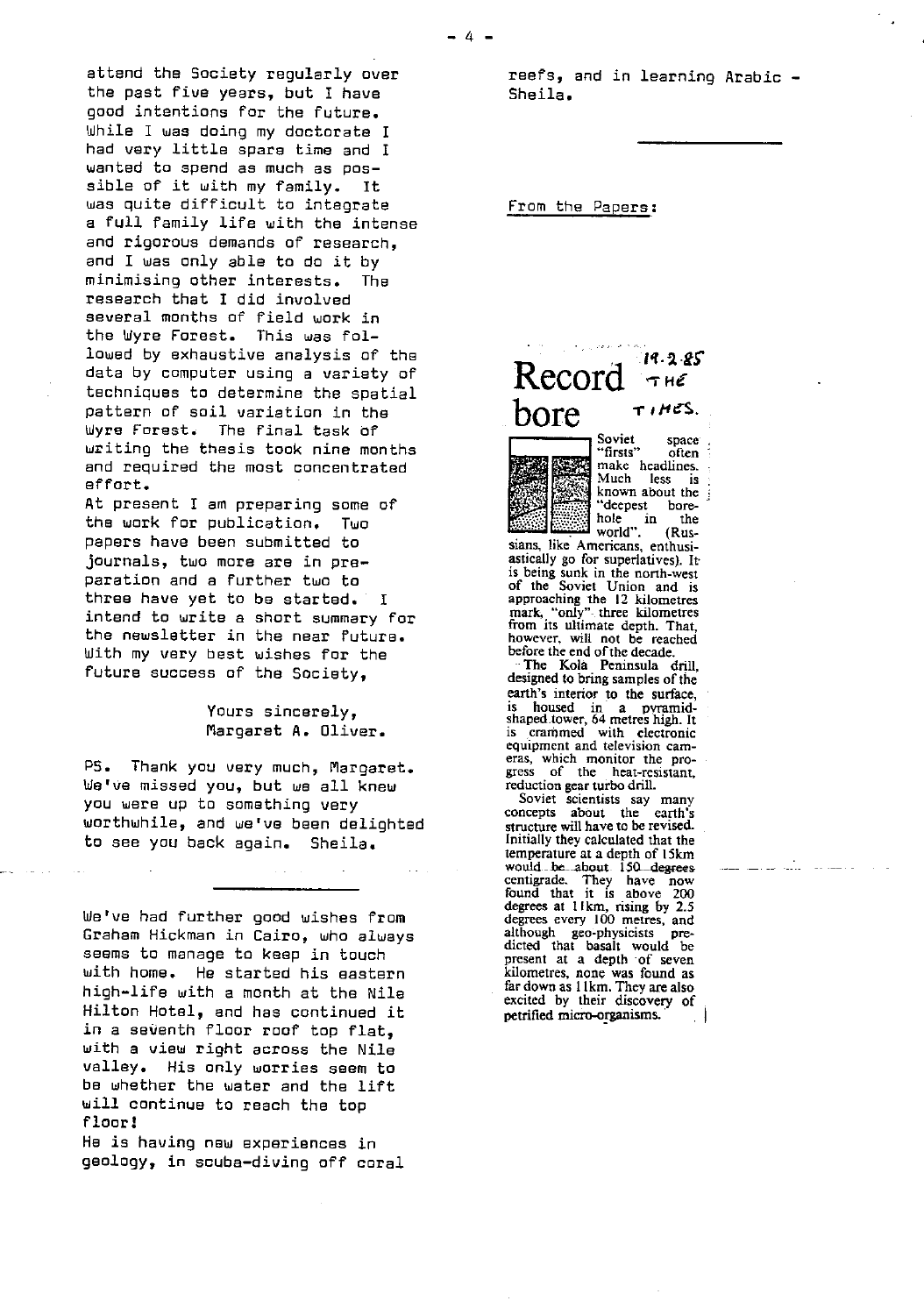attend the Society regularly over the past five years, but I have good intentions for the future. While I was doing my doctorate I had very little spare time and I wanted to spend as much as possible of it with my family. It was quite difficult to integrate a full family life with the intense and rigorous demands of research, and I was only able to do it by minimising other interests. The research that I did involved several months of field work in the Wyre Forest. This was followed by exhaustive analysis of the data by computer using a variety of techniques to determine the spatial pattern of soil variation in the Wyre Forest. The final task of writing the thesis took nine months and required the most concentrated effort.

At present I am preparing some of the work for publication. Two papers have been submitted to journals, two more are in preparation and a further two to three have yet to be started. I intend to write a short summary for the newsletter in the near future. With my very best wishes for the future success of the Society,

Yours sincerely,
Margaret A. Oliver.

PS. Thank you very much, Margaret. We've missed you, but we all knew you were up to something very worthwhile, and we've been delighted to see you back again. Sheila.

---

We've had further good wishes from Graham Hickman in Cairo, who always seems to manage to keep in touch with home. He started his eastern high-life with a month at the Nile Hilton Hotel, and has continued it in a seventh floor roof top flat, with a view right across the Nile valley. His only worries seem to be whether the water and the lift will continue to reach the top floor!

He is having new experiences in geology, in scuba-diving off coral reefs, and in learning Arabic - Sheila.

---

From the Papers:

# Record bore

19.2.85 THE TIMES.

Soviet space "firsts" often make headlines. Much less is known about the "deepest bore-hole in the world". (Russians, like Americans, enthusiastically go for superlatives). It is being sunk in the north-west of the Soviet Union and is approaching the 12 kilometres mark, "only" three kilometres from its ultimate depth. That, however, will not be reached before the end of the decade.

The Kola Peninsula drill, designed to bring samples of the earth's interior to the surface, is housed in a pyramid-shaped tower, 64 metres high. It is crammed with electronic equipment and television cameras, which monitor the progress of the heat-resistant, reduction gear turbo drill.

Soviet scientists say many concepts about the earth's structure will have to be revised. Initially they calculated that the temperature at a depth of 15km would be about 150 degrees centigrade. They have now found that it is above 200 degrees at 11km, rising by 2.5 degrees every 100 metres, and although geo-physicists predicted that basalt would be present at a depth of seven kilometres, none was found as far down as 11km. They are also excited by their discovery of petrified micro-organisms.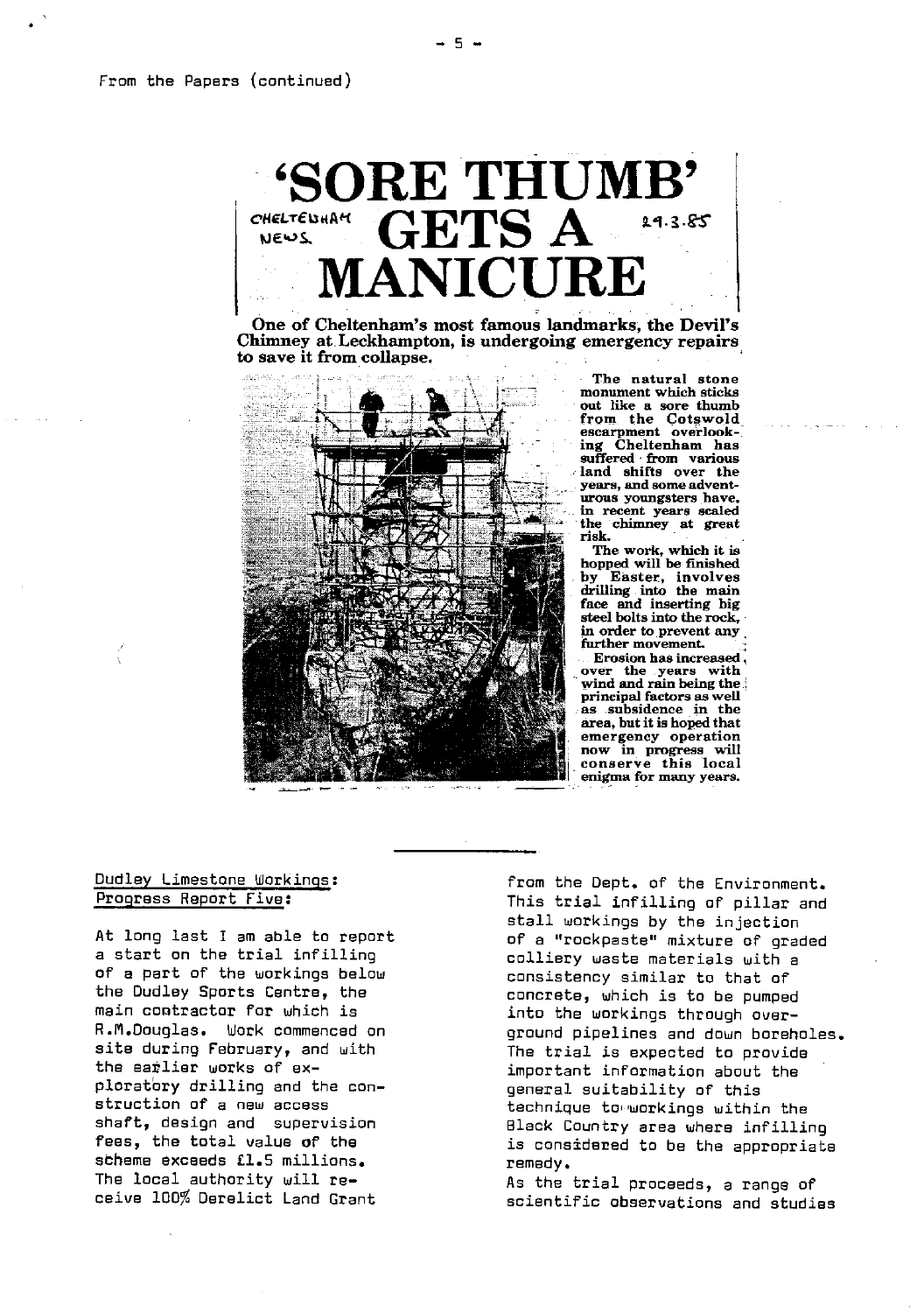From the Papers (continued)

# 'SORE THUMB' GETS A MANICURE

CHELTENHAM NEWS. 29.3.85

**One of Cheltenham's most famous landmarks, the Devil's Chimney at Leckhampton, is undergoing emergency repairs to save it from collapse.**

The natural stone monument which sticks out like a sore thumb from the Cotswold escarpment overlooking Cheltenham has suffered from various land shifts over the years, and some adventurous youngsters have, in recent years scaled the chimney at great risk.

The work, which it is hopped will be finished by Easter, involves drilling into the main face and inserting big steel bolts into the rock, in order to prevent any further movement.

Erosion has increased over the years with wind and rain being the principal factors as well as subsidence in the area, but it is hoped that emergency operation now in progress will conserve this local enigma for many years.

---

## Dudley Limestone Workings: Progress Report Five:

At long last I am able to report a start on the trial infilling of a part of the workings below the Dudley Sports Centre, the main contractor for which is R.M.Douglas. Work commenced on site during February, and with the earlier works of exploratory drilling and the construction of a new access shaft, design and supervision fees, the total value of the scheme exceeds £1.5 millions. The local authority will receive 100% Derelict Land Grant from the Dept. of the Environment. This trial infilling of pillar and stall workings by the injection of a "rockpaste" mixture of graded colliery waste materials with a consistency similar to that of concrete, which is to be pumped into the workings through overground pipelines and down boreholes. The trial is expected to provide important information about the general suitability of this technique to workings within the Black Country area where infilling is considered to be the appropriate remedy.

As the trial proceeds, a range of scientific observations and studies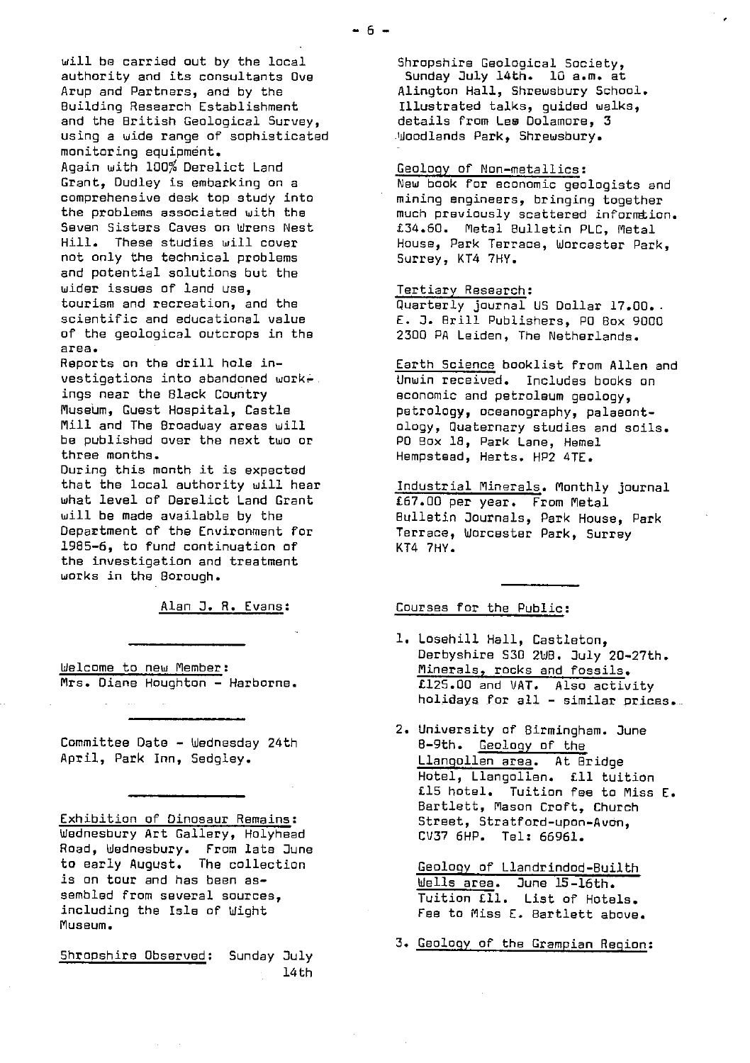will be carried out by the local authority and its consultants Ove Arup and Partners, and by the Building Research Establishment and the British Geological Survey, using a wide range of sophisticated monitoring equipment.

Again with 100% Derelict Land Grant, Dudley is embarking on a comprehensive desk top study into the problems associated with the Seven Sisters Caves on Wrens Nest Hill. These studies will cover not only the technical problems and potential solutions but the wider issues of land use, tourism and recreation, and the scientific and educational value of the geological outcrops in the area.

Reports on the drill hole investigations into abandoned workings near the Black Country Museum, Guest Hospital, Castle Mill and The Broadway areas will be published over the next two or three months.

During this month it is expected that the local authority will hear what level of Derelict Land Grant will be made available by the Department of the Environment for 1985-6, to fund continuation of the investigation and treatment works in the Borough.

Alan J. R. Evans:

---

Welcome to new Member:
Mrs. Diane Houghton - Harborne.

---

Committee Date - Wednesday 24th April, Park Inn, Sedgley.

---

Exhibition of Dinosaur Remains:
Wednesbury Art Gallery, Holyhead Road, Wednesbury. From late June to early August. The collection is on tour and has been assembled from several sources, including the Isle of Wight Museum.

Shropshire Observed: Sunday July 14th
Shropshire Geological Society, Sunday July 14th. 10 a.m. at Alington Hall, Shrewsbury School. Illustrated talks, guided walks, details from Lee Dolamore, 3 Woodlands Park, Shrewsbury.

Geology of Non-metallics:
New book for economic geologists and mining engineers, bringing together much previously scattered information. £34.60. Metal Bulletin PLC, Metal House, Park Terrace, Worcester Park, Surrey, KT4 7HY.

Tertiary Research:
Quarterly journal US Dollar 17.00. E. J. Brill Publishers, PO Box 9000 2300 PA Leiden, The Netherlands.

Earth Science booklist from Allen and Unwin received. Includes books on economic and petroleum geology, petrology, oceanography, palaeontology, Quaternary studies and soils. PO Box 18, Park Lane, Hemel Hempstead, Herts. HP2 4TE.

Industrial Minerals. Monthly journal £67.00 per year. From Metal Bulletin Journals, Park House, Park Terrace, Worcester Park, Surrey KT4 7HY.

---

Courses for the Public:

1. Losehill Hall, Castleton, Derbyshire S30 2WB. July 20-27th. Minerals, rocks and fossils. £125.00 and VAT. Also activity holidays for all - similar prices.

2. University of Birmingham. June 8-9th. Geology of the Llangollen area. At Bridge Hotel, Llangollen. £11 tuition £15 hotel. Tuition fee to Miss E. Bartlett, Mason Croft, Church Street, Stratford-upon-Avon, CV37 6HP. Tel: 66961.

   Geology of Llandrindod-Builth Wells area. June 15-16th. Tuition £11. List of Hotels. Fee to Miss E. Bartlett above.

3. Geology of the Grampian Region: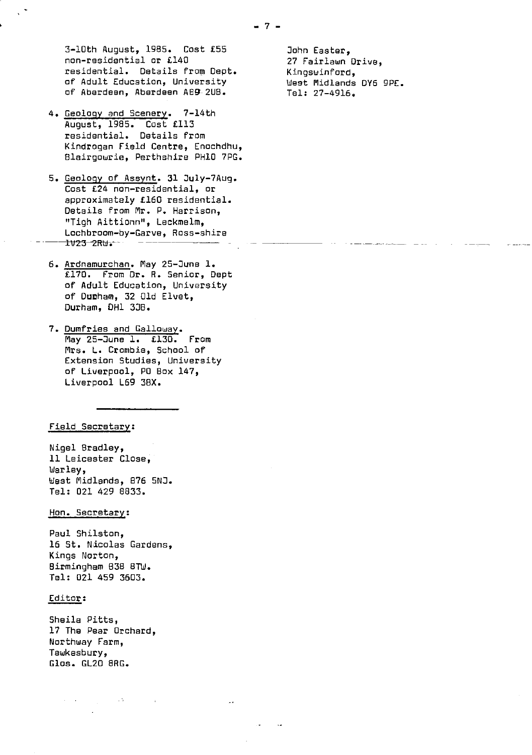3-10th August, 1985. Cost £55 non-residential or £140 residential. Details from Dept. of Adult Education, University of Aberdeen, Aberdeen AB9 2UB.

4. Geology and Scenery. 7-14th August, 1985. Cost £113 residential. Details from Kindrogan Field Centre, Enochdhu, Blairgowrie, Perthshire PH10 7PG.

5. Geology of Assynt. 31 July-7Aug. Cost £24 non-residential, or approximately £160 residential. Details from Mr. P. Harrison, "Tigh Aittionn", Leckmelm, Lochbroom-by-Garve, Ross-shire IV23 2RW.

6. Ardnamurchan. May 25-June 1. £170. From Dr. R. Senior, Dept of Adult Education, University of Durham, 32 Old Elvet, Durham, DH1 3JB.

7. Dumfries and Galloway. May 25-June 1. £130. From Mrs. L. Crombie, School of Extension Studies, University of Liverpool, PO Box 147, Liverpool L69 3BX.

---

Field Secretary:

Nigel Bradley,
11 Leicester Close,
Warley,
West Midlands, B76 5NJ.
Tel: 021 429 8833.

Hon. Secretary:

Paul Shilston,
16 St. Nicolas Gardens,
Kings Norton,
Birmingham B38 8TW.
Tel: 021 459 3603.

Editor:

Sheila Pitts,
17 The Pear Orchard,
Northway Farm,
Tewkesbury,
Glos. GL20 8RG.

John Easter,
27 Fairlawn Drive,
Kingswinford,
West Midlands DY6 9PE.
Tel: 27-4916.